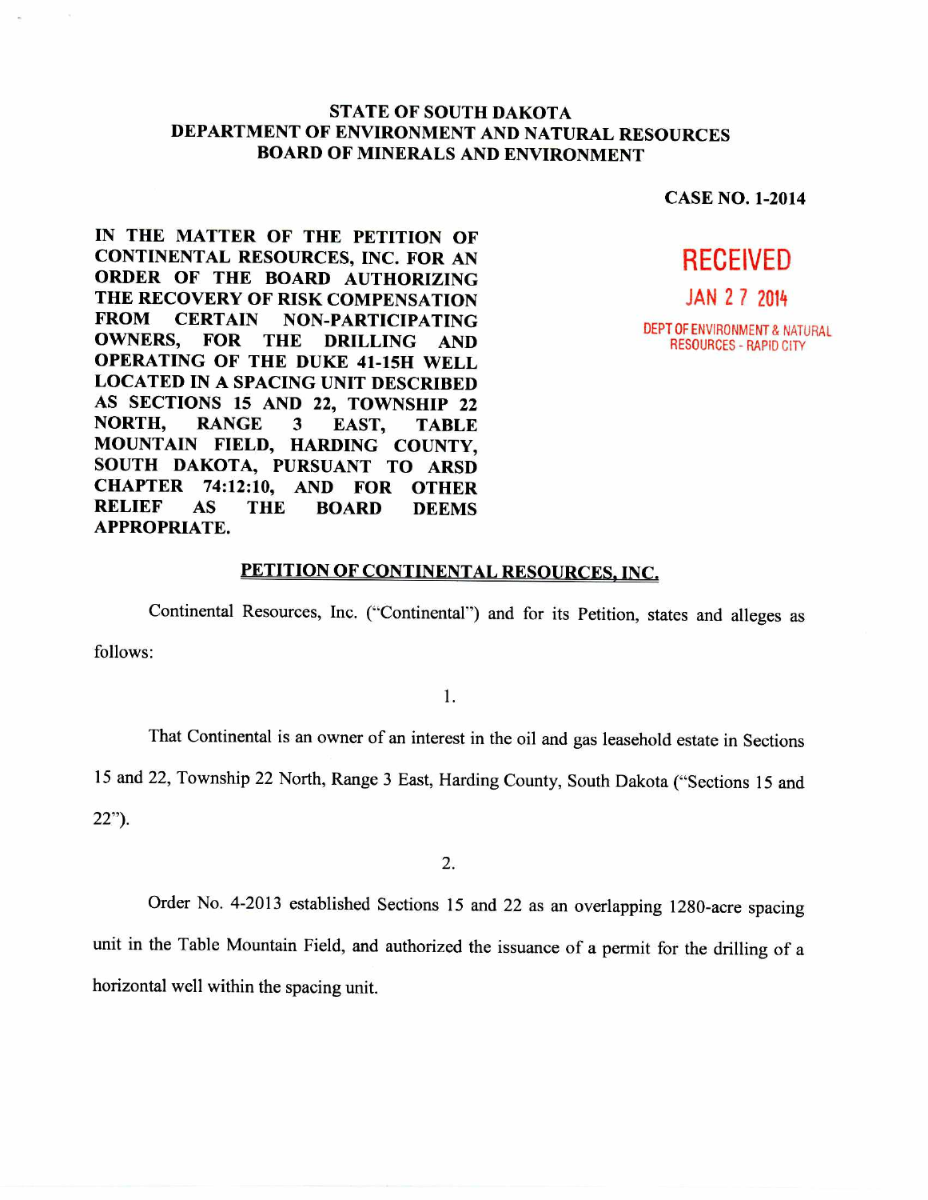**STATE OF SOUTH DAKOTA**
**DEPARTMENT OF ENVIRONMENT AND NATURAL RESOURCES**
**BOARD OF MINERALS AND ENVIRONMENT**

**CASE NO. 1-2014**

**IN THE MATTER OF THE PETITION OF CONTINENTAL RESOURCES, INC. FOR AN ORDER OF THE BOARD AUTHORIZING THE RECOVERY OF RISK COMPENSATION FROM CERTAIN NON-PARTICIPATING OWNERS, FOR THE DRILLING AND OPERATING OF THE DUKE 41-15H WELL LOCATED IN A SPACING UNIT DESCRIBED AS SECTIONS 15 AND 22, TOWNSHIP 22 NORTH, RANGE 3 EAST, TABLE MOUNTAIN FIELD, HARDING COUNTY, SOUTH DAKOTA, PURSUANT TO ARSD CHAPTER 74:12:10, AND FOR OTHER RELIEF AS THE BOARD DEEMS APPROPRIATE.**

RECEIVED
JAN 27 2014
DEPT OF ENVIRONMENT & NATURAL RESOURCES - RAPID CITY

## PETITION OF CONTINENTAL RESOURCES, INC.

Continental Resources, Inc. ("Continental") and for its Petition, states and alleges as follows:

1.

That Continental is an owner of an interest in the oil and gas leasehold estate in Sections 15 and 22, Township 22 North, Range 3 East, Harding County, South Dakota ("Sections 15 and 22").

2.

Order No. 4-2013 established Sections 15 and 22 as an overlapping 1280-acre spacing unit in the Table Mountain Field, and authorized the issuance of a permit for the drilling of a horizontal well within the spacing unit.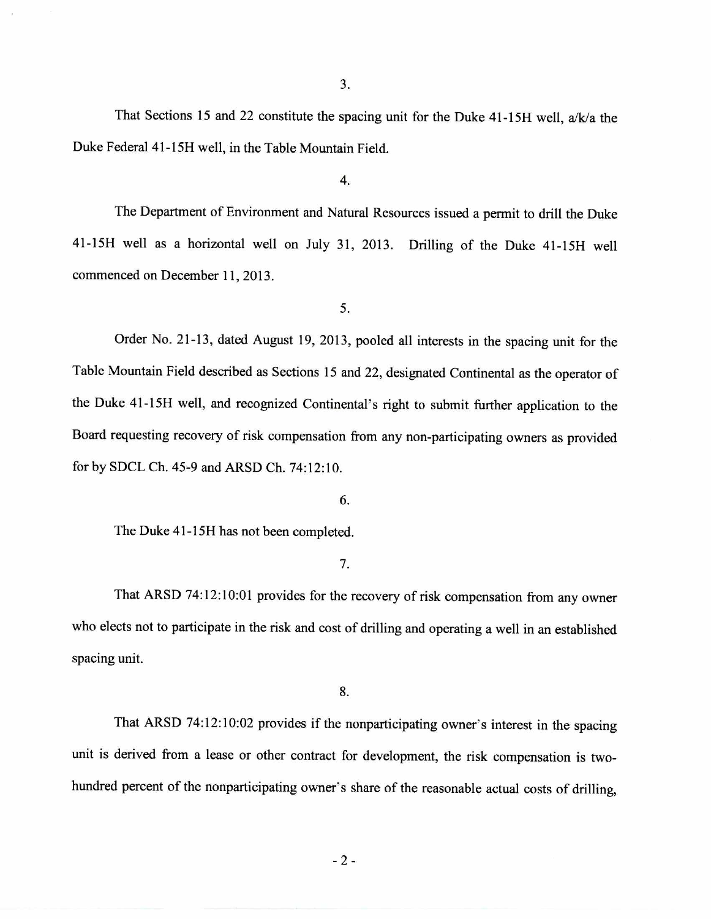3.

That Sections 15 and 22 constitute the spacing unit for the Duke 41-15H well, a/k/a the Duke Federal 41-15H well, in the Table Mountain Field.

4.

The Department of Environment and Natural Resources issued a permit to drill the Duke 41-15H well as a horizontal well on July 31, 2013. Drilling of the Duke 41-15H well commenced on December 11, 2013.

5.

Order No. 21-13, dated August 19, 2013, pooled all interests in the spacing unit for the Table Mountain Field described as Sections 15 and 22, designated Continental as the operator of the Duke 41-15H well, and recognized Continental's right to submit further application to the Board requesting recovery of risk compensation from any non-participating owners as provided for by SDCL Ch. 45-9 and ARSD Ch. 74:12:10.

6.

The Duke 41-15H has not been completed.

7.

That ARSD 74:12:10:01 provides for the recovery of risk compensation from any owner who elects not to participate in the risk and cost of drilling and operating a well in an established spacing unit.

8.

That ARSD 74:12:10:02 provides if the nonparticipating owner's interest in the spacing unit is derived from a lease or other contract for development, the risk compensation is two-hundred percent of the nonparticipating owner's share of the reasonable actual costs of drilling,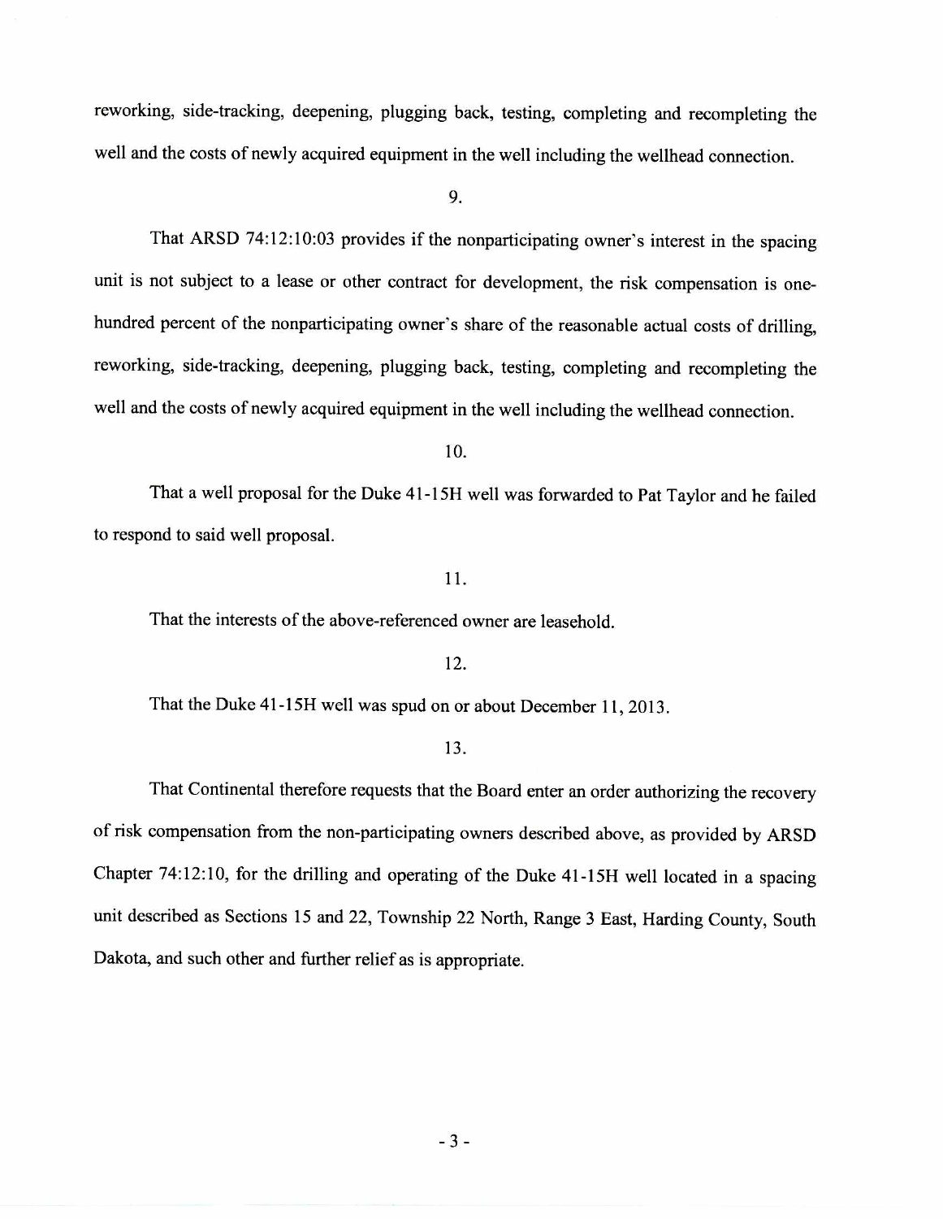reworking, side-tracking, deepening, plugging back, testing, completing and recompleting the well and the costs of newly acquired equipment in the well including the wellhead connection.

9.

That ARSD 74:12:10:03 provides if the nonparticipating owner's interest in the spacing unit is not subject to a lease or other contract for development, the risk compensation is one-hundred percent of the nonparticipating owner's share of the reasonable actual costs of drilling, reworking, side-tracking, deepening, plugging back, testing, completing and recompleting the well and the costs of newly acquired equipment in the well including the wellhead connection.

10.

That a well proposal for the Duke 41-15H well was forwarded to Pat Taylor and he failed to respond to said well proposal.

11.

That the interests of the above-referenced owner are leasehold.

12.

That the Duke 41-15H well was spud on or about December 11, 2013.

13.

That Continental therefore requests that the Board enter an order authorizing the recovery of risk compensation from the non-participating owners described above, as provided by ARSD Chapter 74:12:10, for the drilling and operating of the Duke 41-15H well located in a spacing unit described as Sections 15 and 22, Township 22 North, Range 3 East, Harding County, South Dakota, and such other and further relief as is appropriate.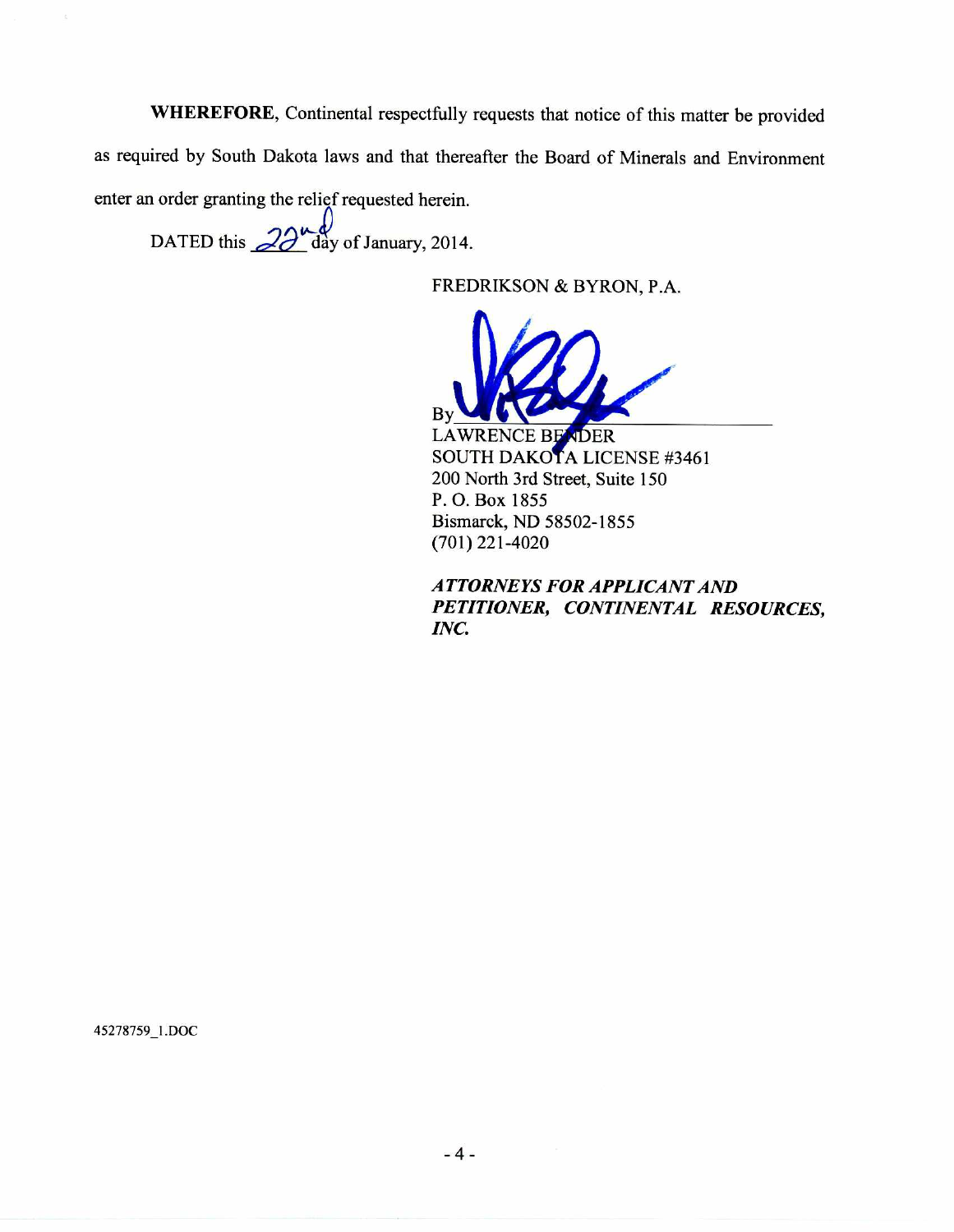**WHEREFORE**, Continental respectfully requests that notice of this matter be provided as required by South Dakota laws and that thereafter the Board of Minerals and Environment enter an order granting the relief requested herein.

DATED this 22nd day of January, 2014.

FREDRIKSON & BYRON, P.A.

By\_\_\_\_\_\_\_\_\_\_\_\_\_\_\_\_\_\_\_\_\_\_\_\_\_\_\_\_\_\_
LAWRENCE BENDER
SOUTH DAKOTA LICENSE #3461
200 North 3rd Street, Suite 150
P. O. Box 1855
Bismarck, ND 58502-1855
(701) 221-4020

***ATTORNEYS FOR APPLICANT AND PETITIONER, CONTINENTAL RESOURCES, INC.***

45278759_1.DOC